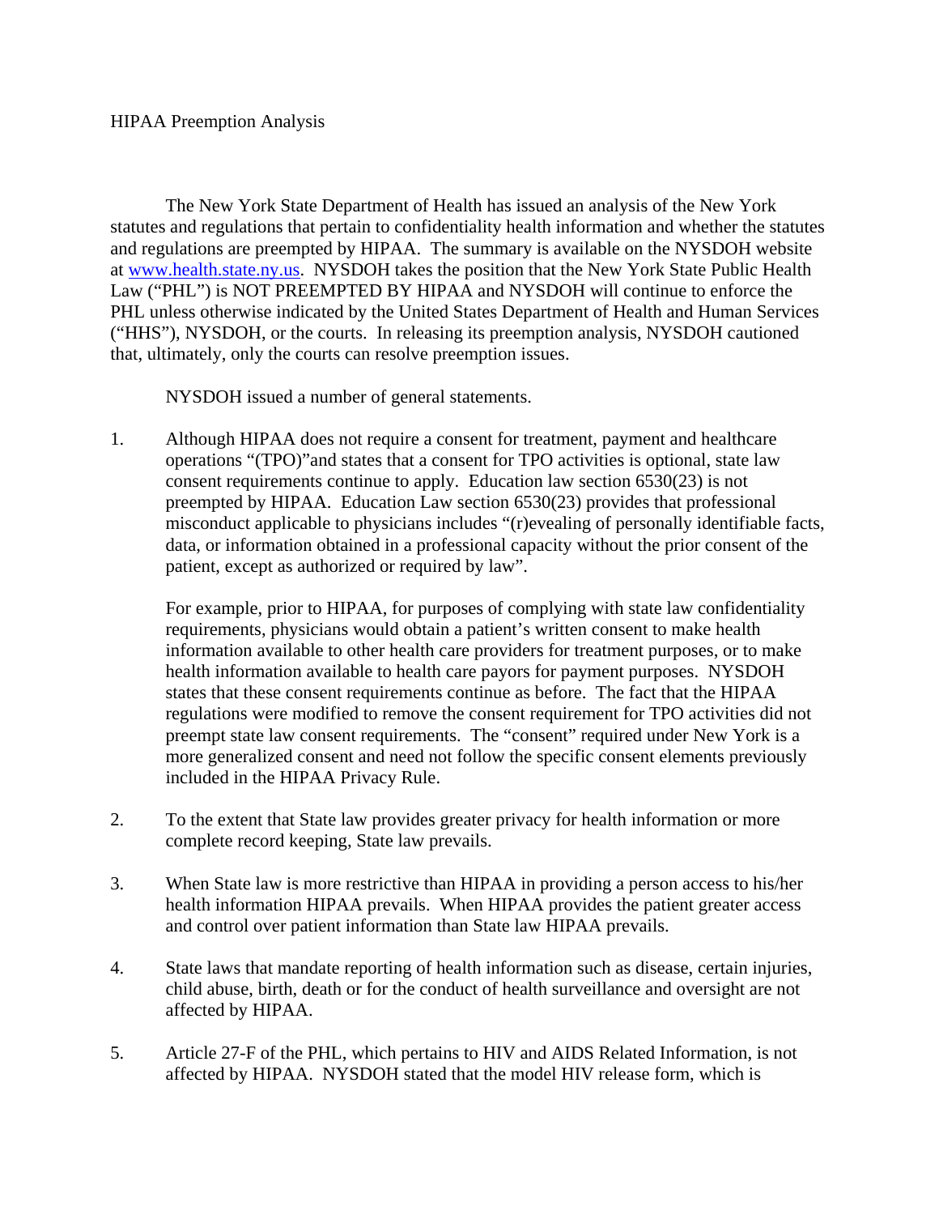HIPAA Preemption Analysis

The New York State Department of Health has issued an analysis of the New York statutes and regulations that pertain to confidentiality health information and whether the statutes and regulations are preempted by HIPAA. The summary is available on the NYSDOH website at [www.health.state.ny.us](http://www.health.state.ny.us). NYSDOH takes the position that the New York State Public Health Law ("PHL") is NOT PREEMPTED BY HIPAA and NYSDOH will continue to enforce the PHL unless otherwise indicated by the United States Department of Health and Human Services ("HHS"), NYSDOH, or the courts. In releasing its preemption analysis, NYSDOH cautioned that, ultimately, only the courts can resolve preemption issues.

NYSDOH issued a number of general statements.

1. Although HIPAA does not require a consent for treatment, payment and healthcare operations "(TPO)"and states that a consent for TPO activities is optional, state law consent requirements continue to apply. Education law section 6530(23) is not preempted by HIPAA. Education Law section 6530(23) provides that professional misconduct applicable to physicians includes "(r)evealing of personally identifiable facts, data, or information obtained in a professional capacity without the prior consent of the patient, except as authorized or required by law".

   For example, prior to HIPAA, for purposes of complying with state law confidentiality requirements, physicians would obtain a patient's written consent to make health information available to other health care providers for treatment purposes, or to make health information available to health care payors for payment purposes. NYSDOH states that these consent requirements continue as before. The fact that the HIPAA regulations were modified to remove the consent requirement for TPO activities did not preempt state law consent requirements. The "consent" required under New York is a more generalized consent and need not follow the specific consent elements previously included in the HIPAA Privacy Rule.

2. To the extent that State law provides greater privacy for health information or more complete record keeping, State law prevails.

3. When State law is more restrictive than HIPAA in providing a person access to his/her health information HIPAA prevails. When HIPAA provides the patient greater access and control over patient information than State law HIPAA prevails.

4. State laws that mandate reporting of health information such as disease, certain injuries, child abuse, birth, death or for the conduct of health surveillance and oversight are not affected by HIPAA.

5. Article 27-F of the PHL, which pertains to HIV and AIDS Related Information, is not affected by HIPAA. NYSDOH stated that the model HIV release form, which is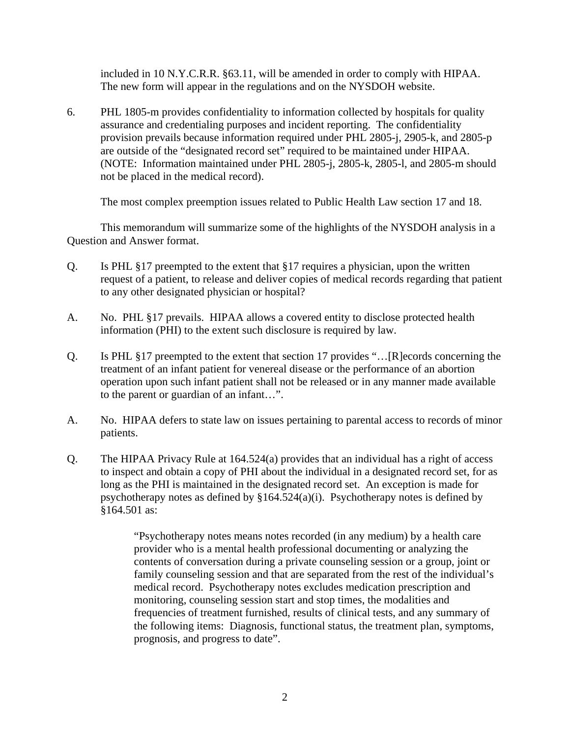included in 10 N.Y.C.R.R. §63.11, will be amended in order to comply with HIPAA. The new form will appear in the regulations and on the NYSDOH website.

6. PHL 1805-m provides confidentiality to information collected by hospitals for quality assurance and credentialing purposes and incident reporting. The confidentiality provision prevails because information required under PHL 2805-j, 2905-k, and 2805-p are outside of the "designated record set" required to be maintained under HIPAA. (NOTE: Information maintained under PHL 2805-j, 2805-k, 2805-l, and 2805-m should not be placed in the medical record).

   The most complex preemption issues related to Public Health Law section 17 and 18.

   This memorandum will summarize some of the highlights of the NYSDOH analysis in a Question and Answer format.

Q. Is PHL §17 preempted to the extent that §17 requires a physician, upon the written request of a patient, to release and deliver copies of medical records regarding that patient to any other designated physician or hospital?

A. No. PHL §17 prevails. HIPAA allows a covered entity to disclose protected health information (PHI) to the extent such disclosure is required by law.

Q. Is PHL §17 preempted to the extent that section 17 provides "…[R]ecords concerning the treatment of an infant patient for venereal disease or the performance of an abortion operation upon such infant patient shall not be released or in any manner made available to the parent or guardian of an infant…".

A. No. HIPAA defers to state law on issues pertaining to parental access to records of minor patients.

Q. The HIPAA Privacy Rule at 164.524(a) provides that an individual has a right of access to inspect and obtain a copy of PHI about the individual in a designated record set, for as long as the PHI is maintained in the designated record set. An exception is made for psychotherapy notes as defined by §164.524(a)(i). Psychotherapy notes is defined by §164.501 as:

> "Psychotherapy notes means notes recorded (in any medium) by a health care provider who is a mental health professional documenting or analyzing the contents of conversation during a private counseling session or a group, joint or family counseling session and that are separated from the rest of the individual's medical record. Psychotherapy notes excludes medication prescription and monitoring, counseling session start and stop times, the modalities and frequencies of treatment furnished, results of clinical tests, and any summary of the following items: Diagnosis, functional status, the treatment plan, symptoms, prognosis, and progress to date".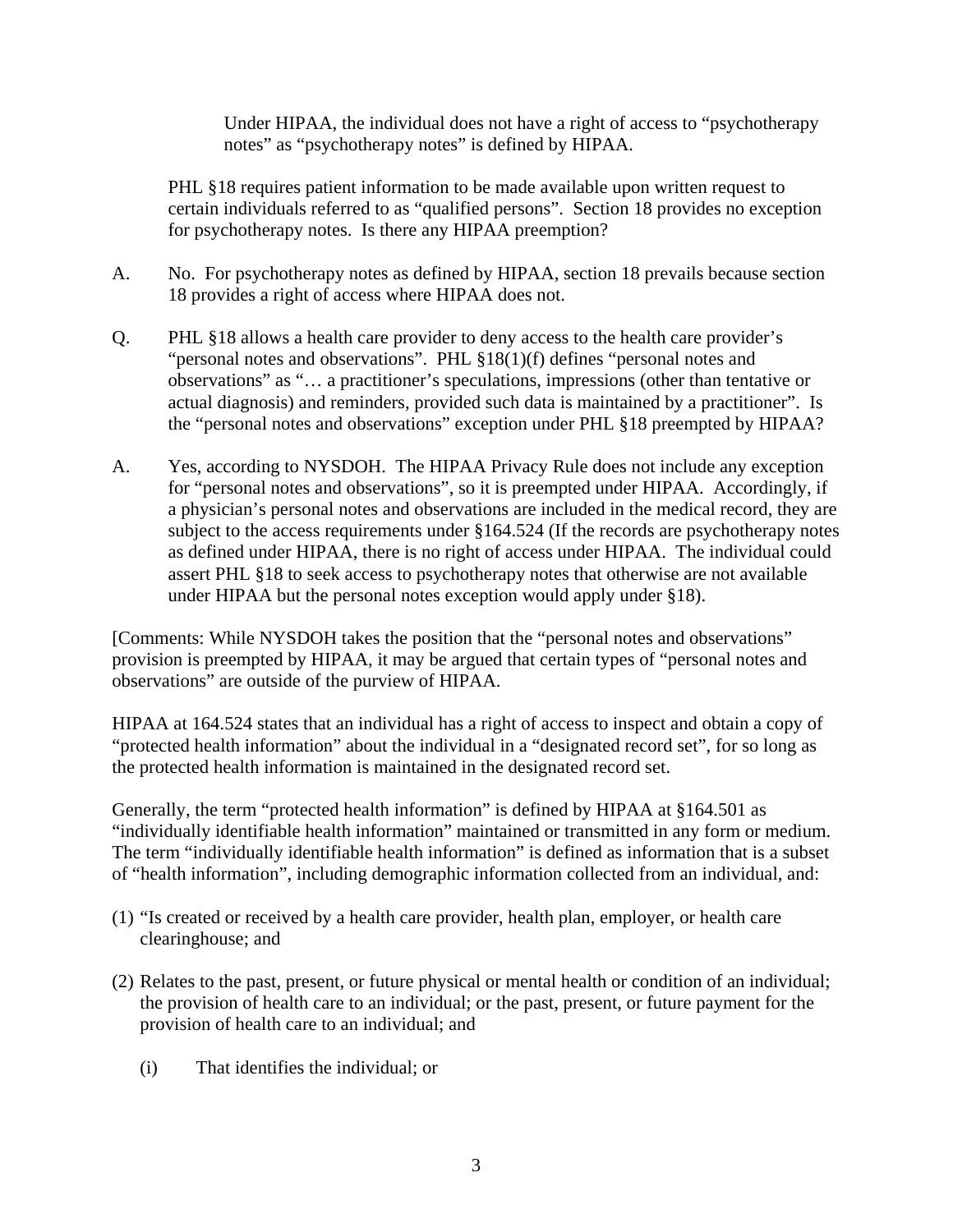Under HIPAA, the individual does not have a right of access to "psychotherapy notes" as "psychotherapy notes" is defined by HIPAA.

PHL §18 requires patient information to be made available upon written request to certain individuals referred to as "qualified persons". Section 18 provides no exception for psychotherapy notes. Is there any HIPAA preemption?

A. No. For psychotherapy notes as defined by HIPAA, section 18 prevails because section 18 provides a right of access where HIPAA does not.

Q. PHL §18 allows a health care provider to deny access to the health care provider's "personal notes and observations". PHL §18(1)(f) defines "personal notes and observations" as "… a practitioner's speculations, impressions (other than tentative or actual diagnosis) and reminders, provided such data is maintained by a practitioner". Is the "personal notes and observations" exception under PHL §18 preempted by HIPAA?

A. Yes, according to NYSDOH. The HIPAA Privacy Rule does not include any exception for "personal notes and observations", so it is preempted under HIPAA. Accordingly, if a physician's personal notes and observations are included in the medical record, they are subject to the access requirements under §164.524 (If the records are psychotherapy notes as defined under HIPAA, there is no right of access under HIPAA. The individual could assert PHL §18 to seek access to psychotherapy notes that otherwise are not available under HIPAA but the personal notes exception would apply under §18).

[Comments: While NYSDOH takes the position that the "personal notes and observations" provision is preempted by HIPAA, it may be argued that certain types of "personal notes and observations" are outside of the purview of HIPAA.

HIPAA at 164.524 states that an individual has a right of access to inspect and obtain a copy of "protected health information" about the individual in a "designated record set", for so long as the protected health information is maintained in the designated record set.

Generally, the term "protected health information" is defined by HIPAA at §164.501 as "individually identifiable health information" maintained or transmitted in any form or medium. The term "individually identifiable health information" is defined as information that is a subset of "health information", including demographic information collected from an individual, and:

(1) "Is created or received by a health care provider, health plan, employer, or health care clearinghouse; and

(2) Relates to the past, present, or future physical or mental health or condition of an individual; the provision of health care to an individual; or the past, present, or future payment for the provision of health care to an individual; and

   (i) That identifies the individual; or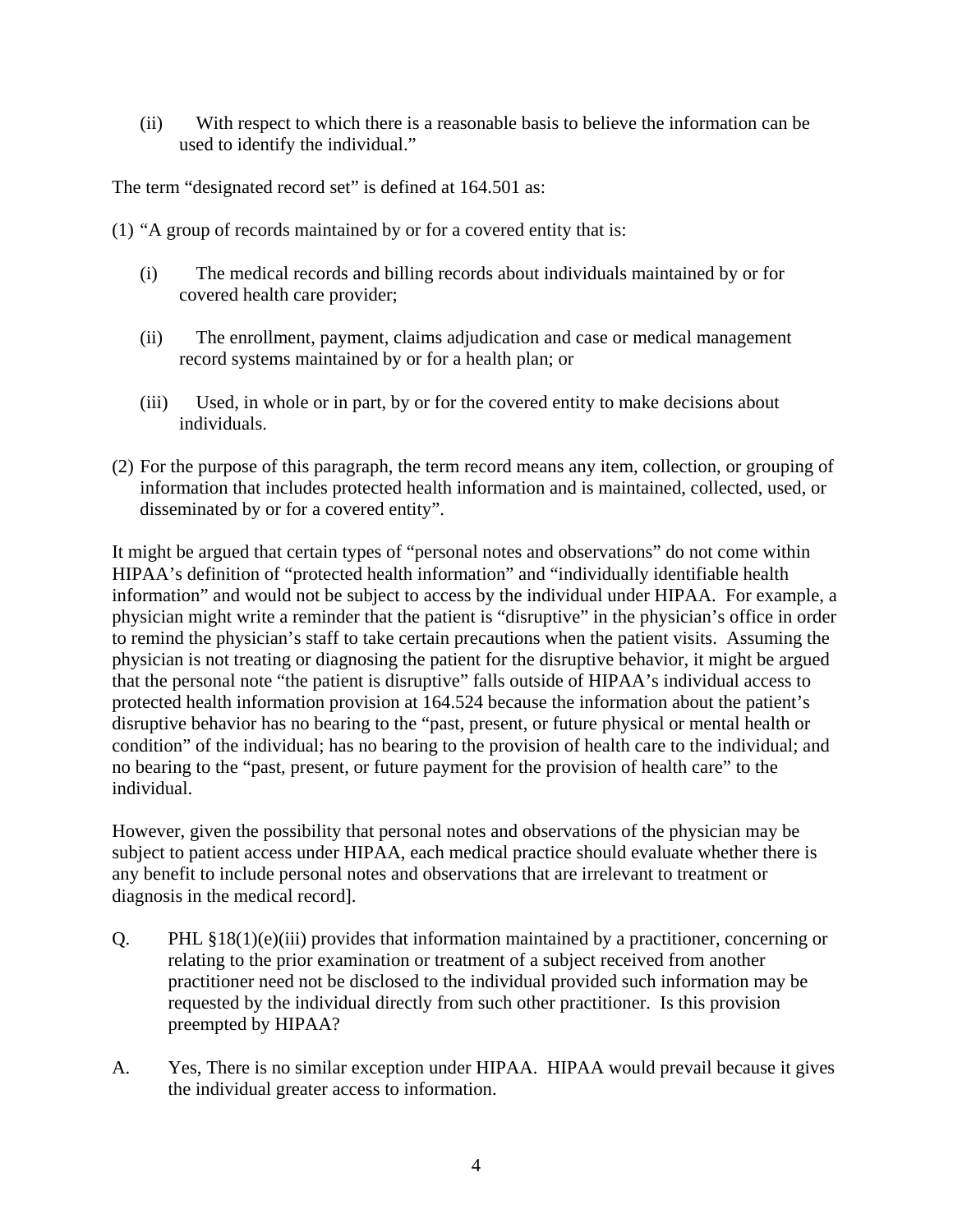(ii) With respect to which there is a reasonable basis to believe the information can be used to identify the individual."

The term "designated record set" is defined at 164.501 as:

(1) "A group of records maintained by or for a covered entity that is:

(i) The medical records and billing records about individuals maintained by or for covered health care provider;

(ii) The enrollment, payment, claims adjudication and case or medical management record systems maintained by or for a health plan; or

(iii) Used, in whole or in part, by or for the covered entity to make decisions about individuals.

(2) For the purpose of this paragraph, the term record means any item, collection, or grouping of information that includes protected health information and is maintained, collected, used, or disseminated by or for a covered entity".

It might be argued that certain types of "personal notes and observations" do not come within HIPAA's definition of "protected health information" and "individually identifiable health information" and would not be subject to access by the individual under HIPAA. For example, a physician might write a reminder that the patient is "disruptive" in the physician's office in order to remind the physician's staff to take certain precautions when the patient visits. Assuming the physician is not treating or diagnosing the patient for the disruptive behavior, it might be argued that the personal note "the patient is disruptive" falls outside of HIPAA's individual access to protected health information provision at 164.524 because the information about the patient's disruptive behavior has no bearing to the "past, present, or future physical or mental health or condition" of the individual; has no bearing to the provision of health care to the individual; and no bearing to the "past, present, or future payment for the provision of health care" to the individual.

However, given the possibility that personal notes and observations of the physician may be subject to patient access under HIPAA, each medical practice should evaluate whether there is any benefit to include personal notes and observations that are irrelevant to treatment or diagnosis in the medical record].

Q. PHL §18(1)(e)(iii) provides that information maintained by a practitioner, concerning or relating to the prior examination or treatment of a subject received from another practitioner need not be disclosed to the individual provided such information may be requested by the individual directly from such other practitioner. Is this provision preempted by HIPAA?

A. Yes, There is no similar exception under HIPAA. HIPAA would prevail because it gives the individual greater access to information.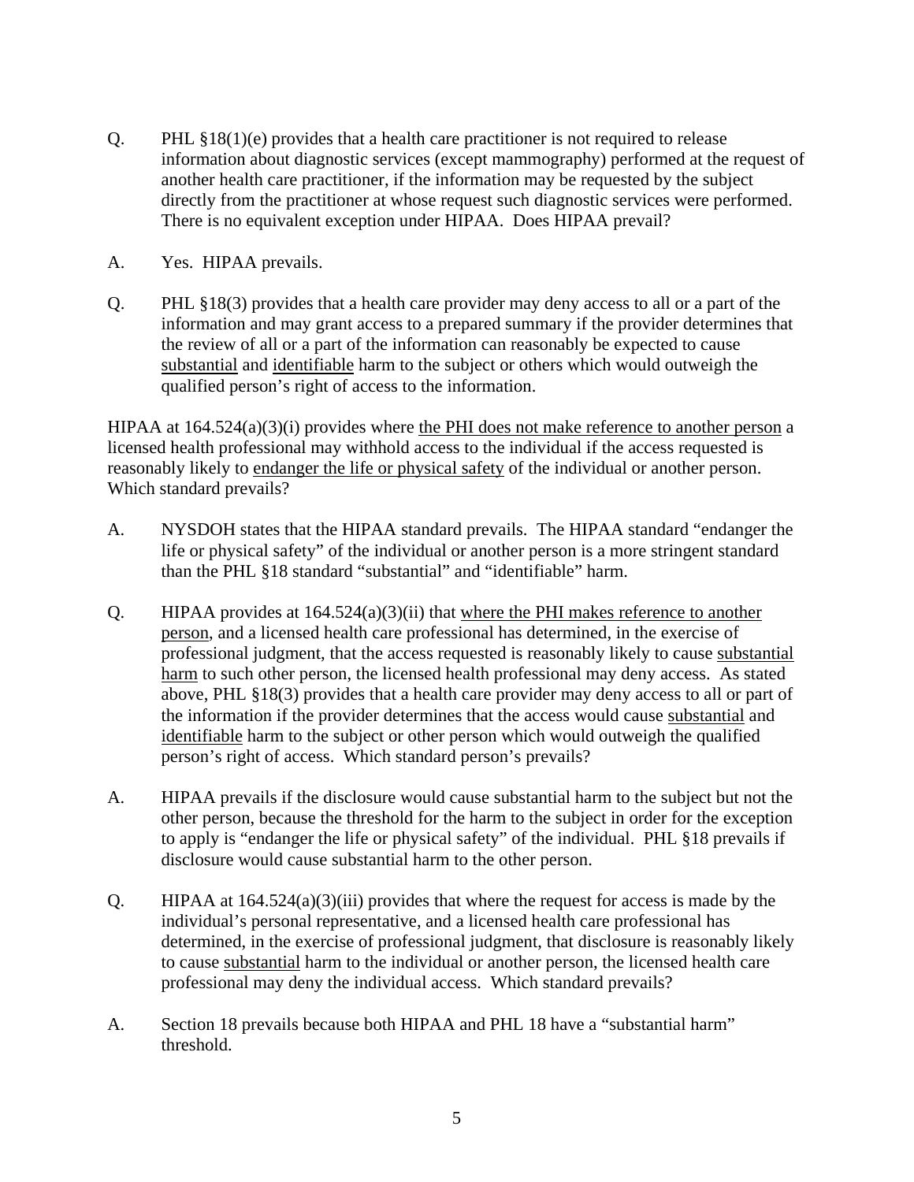Q. PHL §18(1)(e) provides that a health care practitioner is not required to release information about diagnostic services (except mammography) performed at the request of another health care practitioner, if the information may be requested by the subject directly from the practitioner at whose request such diagnostic services were performed. There is no equivalent exception under HIPAA. Does HIPAA prevail?

A. Yes. HIPAA prevails.

Q. PHL §18(3) provides that a health care provider may deny access to all or a part of the information and may grant access to a prepared summary if the provider determines that the review of all or a part of the information can reasonably be expected to cause <u>substantial</u> and <u>identifiable</u> harm to the subject or others which would outweigh the qualified person's right of access to the information.

HIPAA at 164.524(a)(3)(i) provides where <u>the PHI does not make reference to another person</u> a licensed health professional may withhold access to the individual if the access requested is reasonably likely to <u>endanger the life or physical safety</u> of the individual or another person. Which standard prevails?

A. NYSDOH states that the HIPAA standard prevails. The HIPAA standard "endanger the life or physical safety" of the individual or another person is a more stringent standard than the PHL §18 standard "substantial" and "identifiable" harm.

Q. HIPAA provides at 164.524(a)(3)(ii) that <u>where the PHI makes reference to another person</u>, and a licensed health care professional has determined, in the exercise of professional judgment, that the access requested is reasonably likely to cause <u>substantial harm</u> to such other person, the licensed health professional may deny access. As stated above, PHL §18(3) provides that a health care provider may deny access to all or part of the information if the provider determines that the access would cause <u>substantial</u> and <u>identifiable</u> harm to the subject or other person which would outweigh the qualified person's right of access. Which standard person's prevails?

A. HIPAA prevails if the disclosure would cause substantial harm to the subject but not the other person, because the threshold for the harm to the subject in order for the exception to apply is "endanger the life or physical safety" of the individual. PHL §18 prevails if disclosure would cause substantial harm to the other person.

Q. HIPAA at 164.524(a)(3)(iii) provides that where the request for access is made by the individual's personal representative, and a licensed health care professional has determined, in the exercise of professional judgment, that disclosure is reasonably likely to cause <u>substantial</u> harm to the individual or another person, the licensed health care professional may deny the individual access. Which standard prevails?

A. Section 18 prevails because both HIPAA and PHL 18 have a "substantial harm" threshold.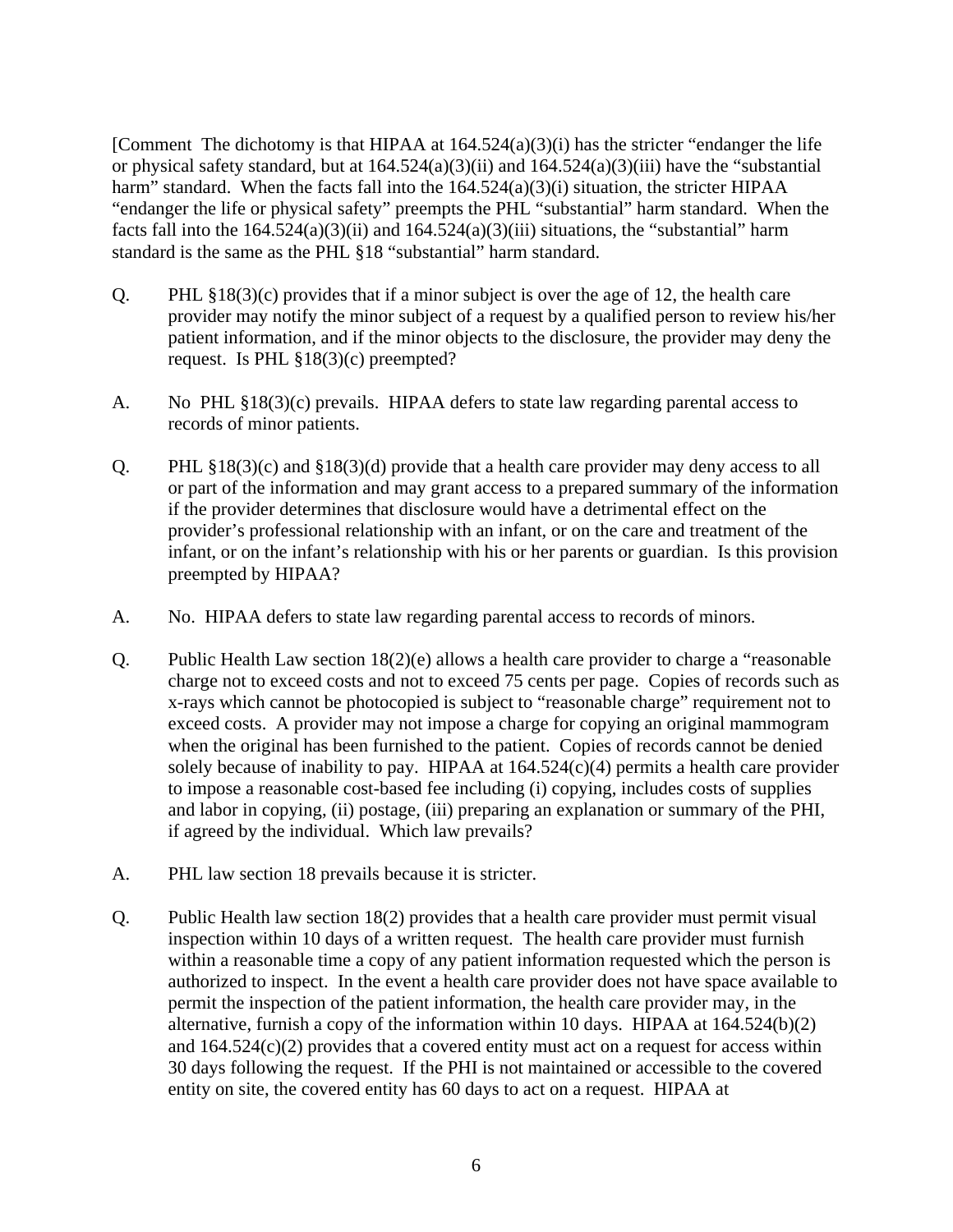[Comment The dichotomy is that HIPAA at 164.524(a)(3)(i) has the stricter "endanger the life or physical safety standard, but at 164.524(a)(3)(ii) and 164.524(a)(3)(iii) have the "substantial harm" standard. When the facts fall into the 164.524(a)(3)(i) situation, the stricter HIPAA "endanger the life or physical safety" preempts the PHL "substantial" harm standard. When the facts fall into the 164.524(a)(3)(ii) and 164.524(a)(3)(iii) situations, the "substantial" harm standard is the same as the PHL §18 "substantial" harm standard.

Q. PHL §18(3)(c) provides that if a minor subject is over the age of 12, the health care provider may notify the minor subject of a request by a qualified person to review his/her patient information, and if the minor objects to the disclosure, the provider may deny the request. Is PHL §18(3)(c) preempted?

A. No PHL §18(3)(c) prevails. HIPAA defers to state law regarding parental access to records of minor patients.

Q. PHL §18(3)(c) and §18(3)(d) provide that a health care provider may deny access to all or part of the information and may grant access to a prepared summary of the information if the provider determines that disclosure would have a detrimental effect on the provider's professional relationship with an infant, or on the care and treatment of the infant, or on the infant's relationship with his or her parents or guardian. Is this provision preempted by HIPAA?

A. No. HIPAA defers to state law regarding parental access to records of minors.

Q. Public Health Law section 18(2)(e) allows a health care provider to charge a "reasonable charge not to exceed costs and not to exceed 75 cents per page. Copies of records such as x-rays which cannot be photocopied is subject to "reasonable charge" requirement not to exceed costs. A provider may not impose a charge for copying an original mammogram when the original has been furnished to the patient. Copies of records cannot be denied solely because of inability to pay. HIPAA at 164.524(c)(4) permits a health care provider to impose a reasonable cost-based fee including (i) copying, includes costs of supplies and labor in copying, (ii) postage, (iii) preparing an explanation or summary of the PHI, if agreed by the individual. Which law prevails?

A. PHL law section 18 prevails because it is stricter.

Q. Public Health law section 18(2) provides that a health care provider must permit visual inspection within 10 days of a written request. The health care provider must furnish within a reasonable time a copy of any patient information requested which the person is authorized to inspect. In the event a health care provider does not have space available to permit the inspection of the patient information, the health care provider may, in the alternative, furnish a copy of the information within 10 days. HIPAA at 164.524(b)(2) and 164.524(c)(2) provides that a covered entity must act on a request for access within 30 days following the request. If the PHI is not maintained or accessible to the covered entity on site, the covered entity has 60 days to act on a request. HIPAA at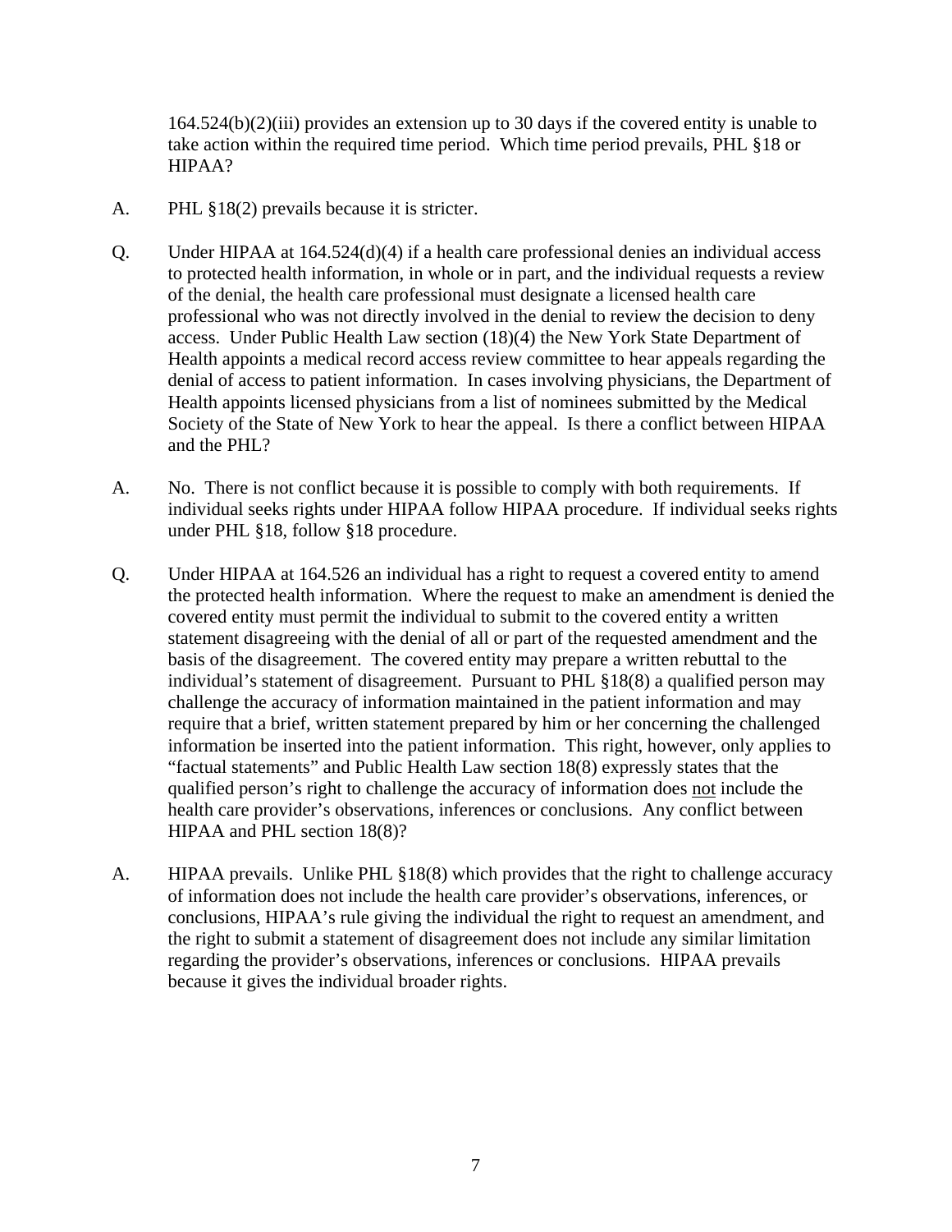164.524(b)(2)(iii) provides an extension up to 30 days if the covered entity is unable to take action within the required time period. Which time period prevails, PHL §18 or HIPAA?

A. PHL §18(2) prevails because it is stricter.

Q. Under HIPAA at 164.524(d)(4) if a health care professional denies an individual access to protected health information, in whole or in part, and the individual requests a review of the denial, the health care professional must designate a licensed health care professional who was not directly involved in the denial to review the decision to deny access. Under Public Health Law section (18)(4) the New York State Department of Health appoints a medical record access review committee to hear appeals regarding the denial of access to patient information. In cases involving physicians, the Department of Health appoints licensed physicians from a list of nominees submitted by the Medical Society of the State of New York to hear the appeal. Is there a conflict between HIPAA and the PHL?

A. No. There is not conflict because it is possible to comply with both requirements. If individual seeks rights under HIPAA follow HIPAA procedure. If individual seeks rights under PHL §18, follow §18 procedure.

Q. Under HIPAA at 164.526 an individual has a right to request a covered entity to amend the protected health information. Where the request to make an amendment is denied the covered entity must permit the individual to submit to the covered entity a written statement disagreeing with the denial of all or part of the requested amendment and the basis of the disagreement. The covered entity may prepare a written rebuttal to the individual's statement of disagreement. Pursuant to PHL §18(8) a qualified person may challenge the accuracy of information maintained in the patient information and may require that a brief, written statement prepared by him or her concerning the challenged information be inserted into the patient information. This right, however, only applies to "factual statements" and Public Health Law section 18(8) expressly states that the qualified person's right to challenge the accuracy of information does <u>not</u> include the health care provider's observations, inferences or conclusions. Any conflict between HIPAA and PHL section 18(8)?

A. HIPAA prevails. Unlike PHL §18(8) which provides that the right to challenge accuracy of information does not include the health care provider's observations, inferences, or conclusions, HIPAA's rule giving the individual the right to request an amendment, and the right to submit a statement of disagreement does not include any similar limitation regarding the provider's observations, inferences or conclusions. HIPAA prevails because it gives the individual broader rights.